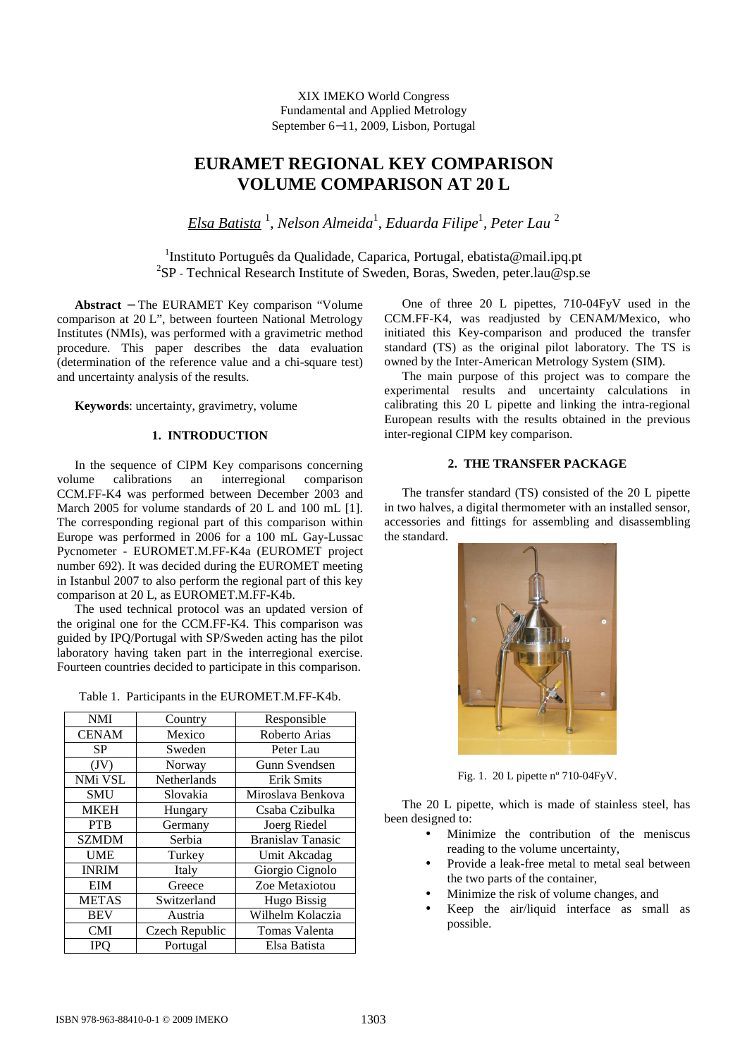XIX IMEKO World Congress
Fundamental and Applied Metrology
September 6−11, 2009, Lisbon, Portugal

# EURAMET REGIONAL KEY COMPARISON VOLUME COMPARISON AT 20 L

*Elsa Batista* [1], *Nelson Almeida*[1], *Eduarda Filipe*[1], *Peter Lau* [2]

[1]Instituto Português da Qualidade, Caparica, Portugal, ebatista@mail.ipq.pt
[2]SP - Technical Research Institute of Sweden, Boras, Sweden, peter.lau@sp.se

**Abstract** − The EURAMET Key comparison "Volume comparison at 20 L", between fourteen National Metrology Institutes (NMIs), was performed with a gravimetric method procedure. This paper describes the data evaluation (determination of the reference value and a chi-square test) and uncertainty analysis of the results.

**Keywords**: uncertainty, gravimetry, volume

## 1. INTRODUCTION

In the sequence of CIPM Key comparisons concerning volume calibrations an interregional comparison CCM.FF-K4 was performed between December 2003 and March 2005 for volume standards of 20 L and 100 mL [1]. The corresponding regional part of this comparison within Europe was performed in 2006 for a 100 mL Gay-Lussac Pycnometer - EUROMET.M.FF-K4a (EUROMET project number 692). It was decided during the EUROMET meeting in Istanbul 2007 to also perform the regional part of this key comparison at 20 L, as EUROMET.M.FF-K4b.

The used technical protocol was an updated version of the original one for the CCM.FF-K4. This comparison was guided by IPQ/Portugal with SP/Sweden acting has the pilot laboratory having taken part in the interregional exercise. Fourteen countries decided to participate in this comparison.

Table 1. Participants in the EUROMET.M.FF-K4b.

| NMI | Country | Responsible |
|---|---|---|
| CENAM | Mexico | Roberto Arias |
| SP | Sweden | Peter Lau |
| (JV) | Norway | Gunn Svendsen |
| NMi VSL | Netherlands | Erik Smits |
| SMU | Slovakia | Miroslava Benkova |
| MKEH | Hungary | Csaba Czibulka |
| PTB | Germany | Joerg Riedel |
| SZMDM | Serbia | Branislav Tanasic |
| UME | Turkey | Umit Akcadag |
| INRIM | Italy | Giorgio Cignolo |
| EIM | Greece | Zoe Metaxiotou |
| METAS | Switzerland | Hugo Bissig |
| BEV | Austria | Wilhelm Kolaczia |
| CMI | Czech Republic | Tomas Valenta |
| IPQ | Portugal | Elsa Batista |

One of three 20 L pipettes, 710-04FyV used in the CCM.FF-K4, was readjusted by CENAM/Mexico, who initiated this Key-comparison and produced the transfer standard (TS) as the original pilot laboratory. The TS is owned by the Inter-American Metrology System (SIM).

The main purpose of this project was to compare the experimental results and uncertainty calculations in calibrating this 20 L pipette and linking the intra-regional European results with the results obtained in the previous inter-regional CIPM key comparison.

## 2. THE TRANSFER PACKAGE

The transfer standard (TS) consisted of the 20 L pipette in two halves, a digital thermometer with an installed sensor, accessories and fittings for assembling and disassembling the standard.

Fig. 1. 20 L pipette nº 710-04FyV.

The 20 L pipette, which is made of stainless steel, has been designed to:

- Minimize the contribution of the meniscus reading to the volume uncertainty,
- Provide a leak-free metal to metal seal between the two parts of the container,
- Minimize the risk of volume changes, and
- Keep the air/liquid interface as small as possible.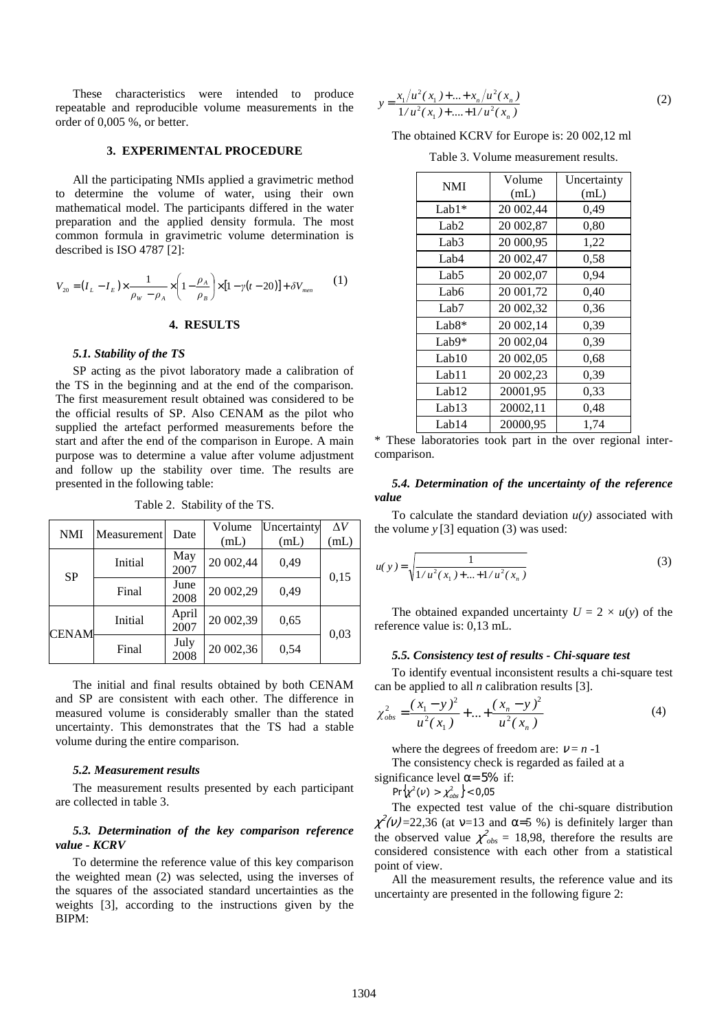These characteristics were intended to produce repeatable and reproducible volume measurements in the order of 0,005 %, or better.

## 3. EXPERIMENTAL PROCEDURE

All the participating NMIs applied a gravimetric method to determine the volume of water, using their own mathematical model. The participants differed in the water preparation and the applied density formula. The most common formula in gravimetric volume determination is described is ISO 4787 [2]:

$$V_{20} = (I_L - I_E) \times \frac{1}{\rho_W - \rho_A} \times \left(1 - \frac{\rho_A}{\rho_B}\right) \times [1 - \gamma(t - 20)] + \delta V_{men} \qquad (1)$$

## 4. RESULTS

### *5.1. Stability of the TS*

SP acting as the pivot laboratory made a calibration of the TS in the beginning and at the end of the comparison. The first measurement result obtained was considered to be the official results of SP. Also CENAM as the pilot who supplied the artefact performed measurements before the start and after the end of the comparison in Europe. A main purpose was to determine a value after volume adjustment and follow up the stability over time. The results are presented in the following table:

Table 2. Stability of the TS.

| NMI | Measurement | Date | Volume (mL) | Uncertainty (mL) | $\Delta V$ (mL) |
|---|---|---|---|---|---|
| SP | Initial | May 2007 | 20 002,44 | 0,49 | 0,15 |
| | Final | June 2008 | 20 002,29 | 0,49 | |
| CENAM | Initial | April 2007 | 20 002,39 | 0,65 | 0,03 |
| | Final | July 2008 | 20 002,36 | 0,54 | |

The initial and final results obtained by both CENAM and SP are consistent with each other. The difference in measured volume is considerably smaller than the stated uncertainty. This demonstrates that the TS had a stable volume during the entire comparison.

### *5.2. Measurement results*

The measurement results presented by each participant are collected in table 3.

### *5.3. Determination of the key comparison reference value - KCRV*

To determine the reference value of this key comparison the weighted mean (2) was selected, using the inverses of the squares of the associated standard uncertainties as the weights [3], according to the instructions given by the BIPM:

$$y = \frac{x_1/u^2(x_1) + ... + x_n/u^2(x_n)}{1/u^2(x_1) + .... + 1/u^2(x_n)} \qquad (2)$$

The obtained KCRV for Europe is: 20 002,12 ml

Table 3. Volume measurement results.

| NMI | Volume (mL) | Uncertainty (mL) |
|---|---|---|
| Lab1* | 20 002,44 | 0,49 |
| Lab2 | 20 002,87 | 0,80 |
| Lab3 | 20 000,95 | 1,22 |
| Lab4 | 20 002,47 | 0,58 |
| Lab5 | 20 002,07 | 0,94 |
| Lab6 | 20 001,72 | 0,40 |
| Lab7 | 20 002,32 | 0,36 |
| Lab8* | 20 002,14 | 0,39 |
| Lab9* | 20 002,04 | 0,39 |
| Lab10 | 20 002,05 | 0,68 |
| Lab11 | 20 002,23 | 0,39 |
| Lab12 | 20001,95 | 0,33 |
| Lab13 | 20002,11 | 0,48 |
| Lab14 | 20000,95 | 1,74 |

\* These laboratories took part in the over regional inter-comparison.

### *5.4. Determination of the uncertainty of the reference value*

To calculate the standard deviation $u(y)$ associated with the volume $y$ [3] equation (3) was used:

$$u(y) = \sqrt{\frac{1}{1/u^2(x_1) + ... + 1/u^2(x_n)}} \qquad (3)$$

The obtained expanded uncertainty $U = 2 \times u(y)$ of the reference value is: 0,13 mL.

### *5.5. Consistency test of results - Chi-square test*

To identify eventual inconsistent results a chi-square test can be applied to all $n$ calibration results [3].

$$\chi^2_{obs} = \frac{(x_1 - y)^2}{u^2(x_1)} + ... + \frac{(x_n - y)^2}{u^2(x_n)} \qquad (4)$$

where the degrees of freedom are: $\nu = n - 1$

The consistency check is regarded as failed at a significance level $\alpha = 5\%$ if:

$\Pr\{\chi^2(\nu) > \chi^2_{obs}\} < 0{,}05$

The expected test value of the chi-square distribution $\chi^2(\nu)$=22,36 (at $\nu$=13 and $\alpha$=5 %) is definitely larger than the observed value $\chi^2_{obs}$ = 18,98, therefore the results are considered consistence with each other from a statistical point of view.

All the measurement results, the reference value and its uncertainty are presented in the following figure 2: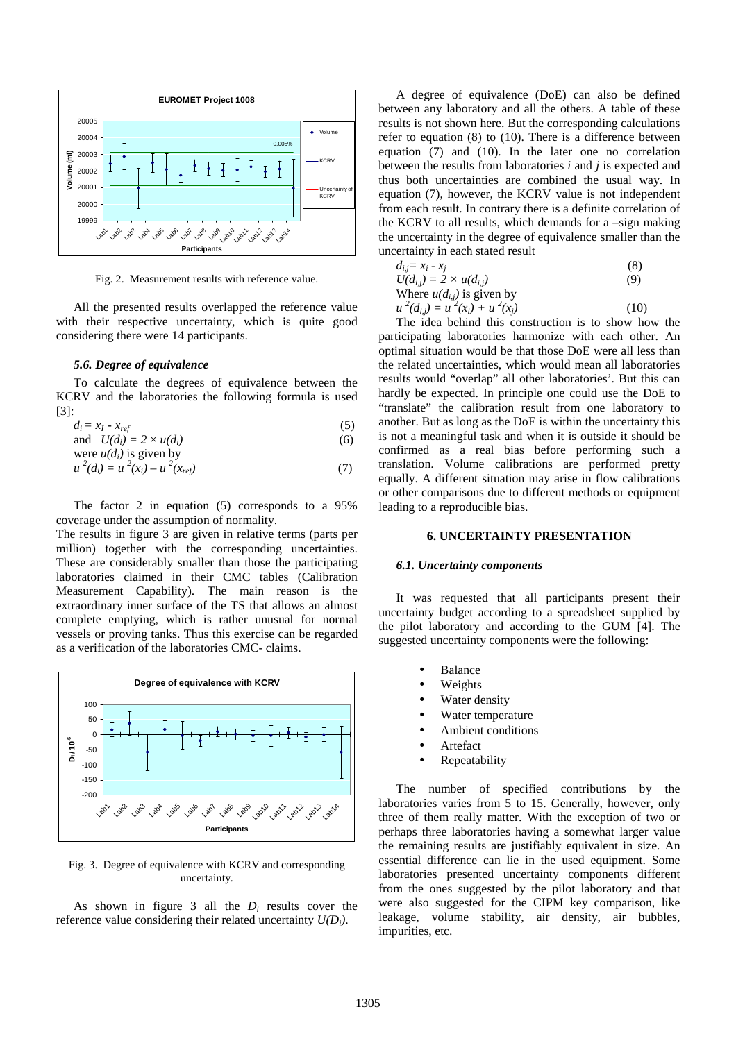Fig. 2. Measurement results with reference value.

All the presented results overlapped the reference value with their respective uncertainty, which is quite good considering there were 14 participants.

### *5.6. Degree of equivalence*

To calculate the degrees of equivalence between the KCRV and the laboratories the following formula is used [3]:

$$d_i = x_I - x_{ref} \quad (5)$$

and $U(d_i) = 2 \times u(d_i)$ (6)

were $u(d_i)$ is given by

$$u^2(d_i) = u^2(x_i) - u^2(x_{ref}) \quad (7)$$

The factor 2 in equation (5) corresponds to a 95% coverage under the assumption of normality.

The results in figure 3 are given in relative terms (parts per million) together with the corresponding uncertainties. These are considerably smaller than those the participating laboratories claimed in their CMC tables (Calibration Measurement Capability). The main reason is the extraordinary inner surface of the TS that allows an almost complete emptying, which is rather unusual for normal vessels or proving tanks. Thus this exercise can be regarded as a verification of the laboratories CMC- claims.

Fig. 3. Degree of equivalence with KCRV and corresponding uncertainty.

As shown in figure 3 all the $D_i$ results cover the reference value considering their related uncertainty $U(D_i)$.

A degree of equivalence (DoE) can also be defined between any laboratory and all the others. A table of these results is not shown here. But the corresponding calculations refer to equation (8) to (10). There is a difference between equation (7) and (10). In the later one no correlation between the results from laboratories *i* and *j* is expected and thus both uncertainties are combined the usual way. In equation (7), however, the KCRV value is not independent from each result. In contrary there is a definite correlation of the KCRV to all results, which demands for a –sign making the uncertainty in the degree of equivalence smaller than the uncertainty in each stated result

$$d_{i,j} = x_i - x_j \quad (8)$$

$$U(d_{i,j}) = 2 \times u(d_{i,j}) \quad (9)$$

Where $u(d_{i,j})$ is given by

$$u^2(d_{i,j}) = u^2(x_i) + u^2(x_j) \quad (10)$$

The idea behind this construction is to show how the participating laboratories harmonize with each other. An optimal situation would be that those DoE were all less than the related uncertainties, which would mean all laboratories results would "overlap" all other laboratories'. But this can hardly be expected. In principle one could use the DoE to "translate" the calibration result from one laboratory to another. But as long as the DoE is within the uncertainty this is not a meaningful task and when it is outside it should be confirmed as a real bias before performing such a translation. Volume calibrations are performed pretty equally. A different situation may arise in flow calibrations or other comparisons due to different methods or equipment leading to a reproducible bias.

## 6. UNCERTAINTY PRESENTATION

### *6.1. Uncertainty components*

It was requested that all participants present their uncertainty budget according to a spreadsheet supplied by the pilot laboratory and according to the GUM [4]. The suggested uncertainty components were the following:

- Balance
- Weights
- Water density
- Water temperature
- Ambient conditions
- Artefact
- Repeatability

The number of specified contributions by the laboratories varies from 5 to 15. Generally, however, only three of them really matter. With the exception of two or perhaps three laboratories having a somewhat larger value the remaining results are justifiably equivalent in size. An essential difference can lie in the used equipment. Some laboratories presented uncertainty components different from the ones suggested by the pilot laboratory and that were also suggested for the CIPM key comparison, like leakage, volume stability, air density, air bubbles, impurities, etc.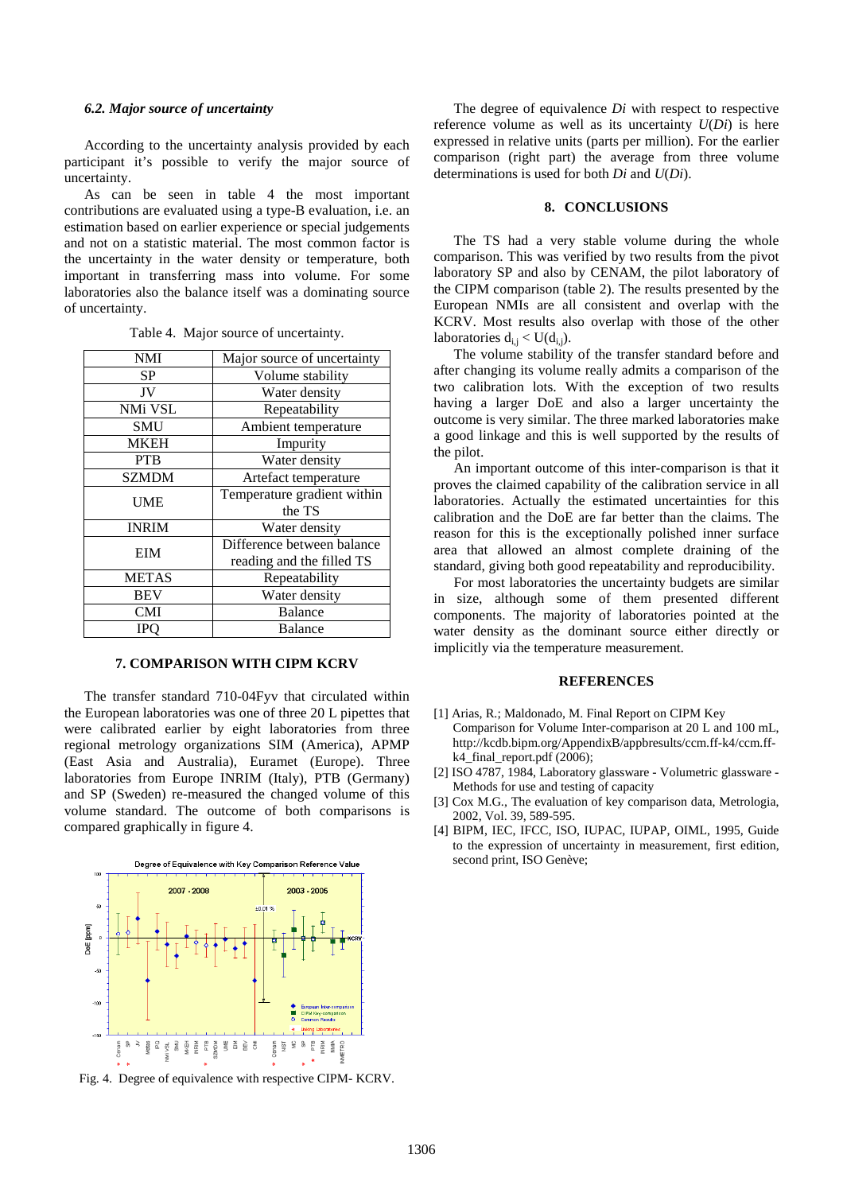### 6.2. Major source of uncertainty

According to the uncertainty analysis provided by each participant it's possible to verify the major source of uncertainty.

As can be seen in table 4 the most important contributions are evaluated using a type-B evaluation, i.e. an estimation based on earlier experience or special judgements and not on a statistic material. The most common factor is the uncertainty in the water density or temperature, both important in transferring mass into volume. For some laboratories also the balance itself was a dominating source of uncertainty.

Table 4. Major source of uncertainty.

| NMI | Major source of uncertainty |
|---|---|
| SP | Volume stability |
| JV | Water density |
| NMi VSL | Repeatability |
| SMU | Ambient temperature |
| MKEH | Impurity |
| PTB | Water density |
| SZMDM | Artefact temperature |
| UME | Temperature gradient within the TS |
| INRIM | Water density |
| EIM | Difference between balance reading and the filled TS |
| METAS | Repeatability |
| BEV | Water density |
| CMI | Balance |
| IPQ | Balance |

## 7. COMPARISON WITH CIPM KCRV

The transfer standard 710-04Fyv that circulated within the European laboratories was one of three 20 L pipettes that were calibrated earlier by eight laboratories from three regional metrology organizations SIM (America), APMP (East Asia and Australia), Euramet (Europe). Three laboratories from Europe INRIM (Italy), PTB (Germany) and SP (Sweden) re-measured the changed volume of this volume standard. The outcome of both comparisons is compared graphically in figure 4.

Degree of Equivalence with Key Comparison Reference Value

2007 - 2008

2003 - 2005

±0.01 %

KCRV

DoE [ppm]

European Inter-comparison
CIPM Key-comparison
Common Results
Linking Laboratories

Cenam SP JV Metas IPQ NMi VSL SMU MKEH INRIM PTB SZMDM UME EIM BEV CMI Cenam NIST MC SP PTB INRIM NMIA INMETRO

Fig. 4. Degree of equivalence with respective CIPM- KCRV.

The degree of equivalence *Di* with respect to respective reference volume as well as its uncertainty *U*(*Di*) is here expressed in relative units (parts per million). For the earlier comparison (right part) the average from three volume determinations is used for both *Di* and *U*(*Di*).

## 8. CONCLUSIONS

The TS had a very stable volume during the whole comparison. This was verified by two results from the pivot laboratory SP and also by CENAM, the pilot laboratory of the CIPM comparison (table 2). The results presented by the European NMIs are all consistent and overlap with the KCRV. Most results also overlap with those of the other laboratories $d_{i,j} < U(d_{i,j})$.

The volume stability of the transfer standard before and after changing its volume really admits a comparison of the two calibration lots. With the exception of two results having a larger DoE and also a larger uncertainty the outcome is very similar. The three marked laboratories make a good linkage and this is well supported by the results of the pilot.

An important outcome of this inter-comparison is that it proves the claimed capability of the calibration service in all laboratories. Actually the estimated uncertainties for this calibration and the DoE are far better than the claims. The reason for this is the exceptionally polished inner surface area that allowed an almost complete draining of the standard, giving both good repeatability and reproducibility.

For most laboratories the uncertainty budgets are similar in size, although some of them presented different components. The majority of laboratories pointed at the water density as the dominant source either directly or implicitly via the temperature measurement.

## REFERENCES

[1] Arias, R.; Maldonado, M. Final Report on CIPM Key Comparison for Volume Inter-comparison at 20 L and 100 mL, http://kcdb.bipm.org/AppendixB/appbresults/ccm.ff-k4/ccm.ff-k4_final_report.pdf (2006);

[2] ISO 4787, 1984, Laboratory glassware - Volumetric glassware - Methods for use and testing of capacity

[3] Cox M.G., The evaluation of key comparison data, Metrologia, 2002, Vol. 39, 589-595.

[4] BIPM, IEC, IFCC, ISO, IUPAC, IUPAP, OIML, 1995, Guide to the expression of uncertainty in measurement, first edition, second print, ISO Genève;